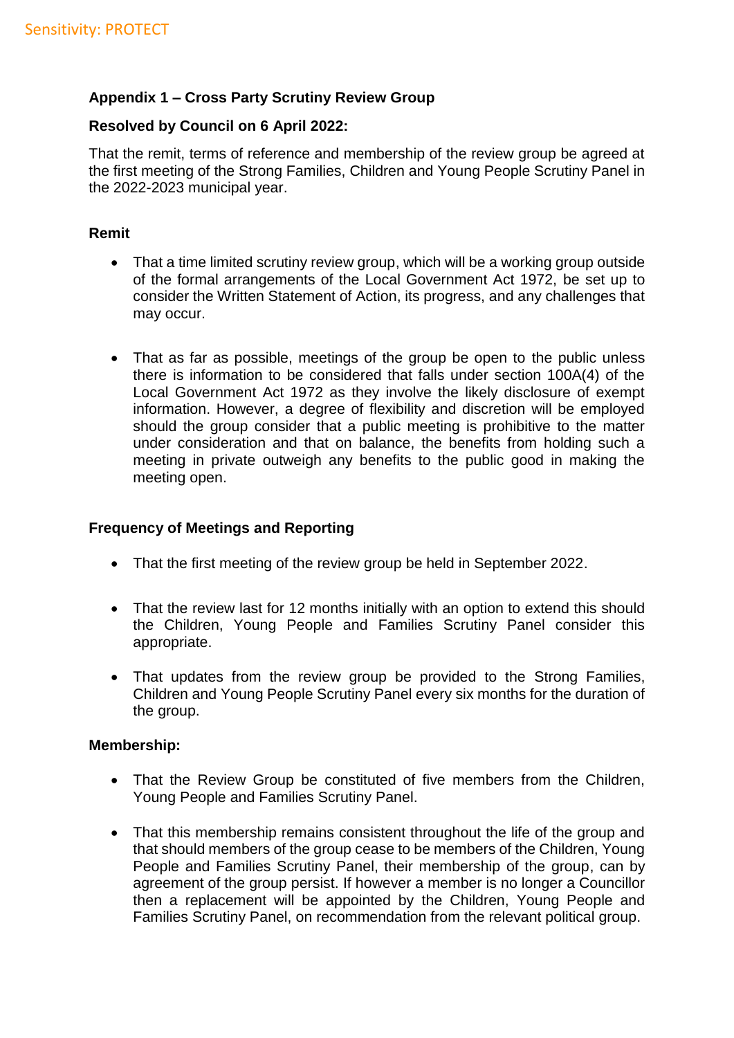Sensitivity: PROTECT

**Appendix 1 – Cross Party Scrutiny Review Group**

**Resolved by Council on 6 April 2022:**

That the remit, terms of reference and membership of the review group be agreed at the first meeting of the Strong Families, Children and Young People Scrutiny Panel in the 2022-2023 municipal year.

**Remit**

- That a time limited scrutiny review group, which will be a working group outside of the formal arrangements of the Local Government Act 1972, be set up to consider the Written Statement of Action, its progress, and any challenges that may occur.

- That as far as possible, meetings of the group be open to the public unless there is information to be considered that falls under section 100A(4) of the Local Government Act 1972 as they involve the likely disclosure of exempt information. However, a degree of flexibility and discretion will be employed should the group consider that a public meeting is prohibitive to the matter under consideration and that on balance, the benefits from holding such a meeting in private outweigh any benefits to the public good in making the meeting open.

**Frequency of Meetings and Reporting**

- That the first meeting of the review group be held in September 2022.

- That the review last for 12 months initially with an option to extend this should the Children, Young People and Families Scrutiny Panel consider this appropriate.

- That updates from the review group be provided to the Strong Families, Children and Young People Scrutiny Panel every six months for the duration of the group.

**Membership:**

- That the Review Group be constituted of five members from the Children, Young People and Families Scrutiny Panel.

- That this membership remains consistent throughout the life of the group and that should members of the group cease to be members of the Children, Young People and Families Scrutiny Panel, their membership of the group, can by agreement of the group persist. If however a member is no longer a Councillor then a replacement will be appointed by the Children, Young People and Families Scrutiny Panel, on recommendation from the relevant political group.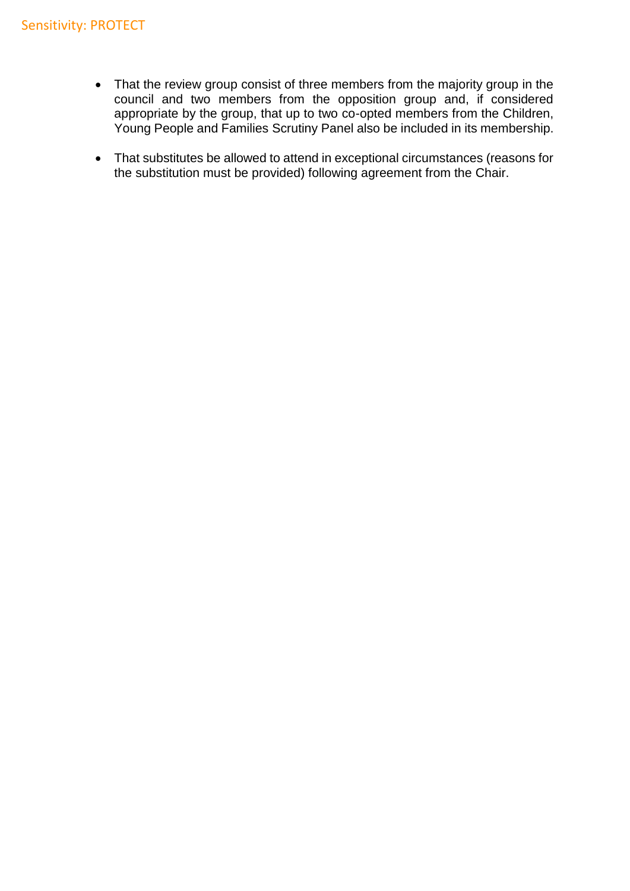- That the review group consist of three members from the majority group in the council and two members from the opposition group and, if considered appropriate by the group, that up to two co-opted members from the Children, Young People and Families Scrutiny Panel also be included in its membership.

- That substitutes be allowed to attend in exceptional circumstances (reasons for the substitution must be provided) following agreement from the Chair.